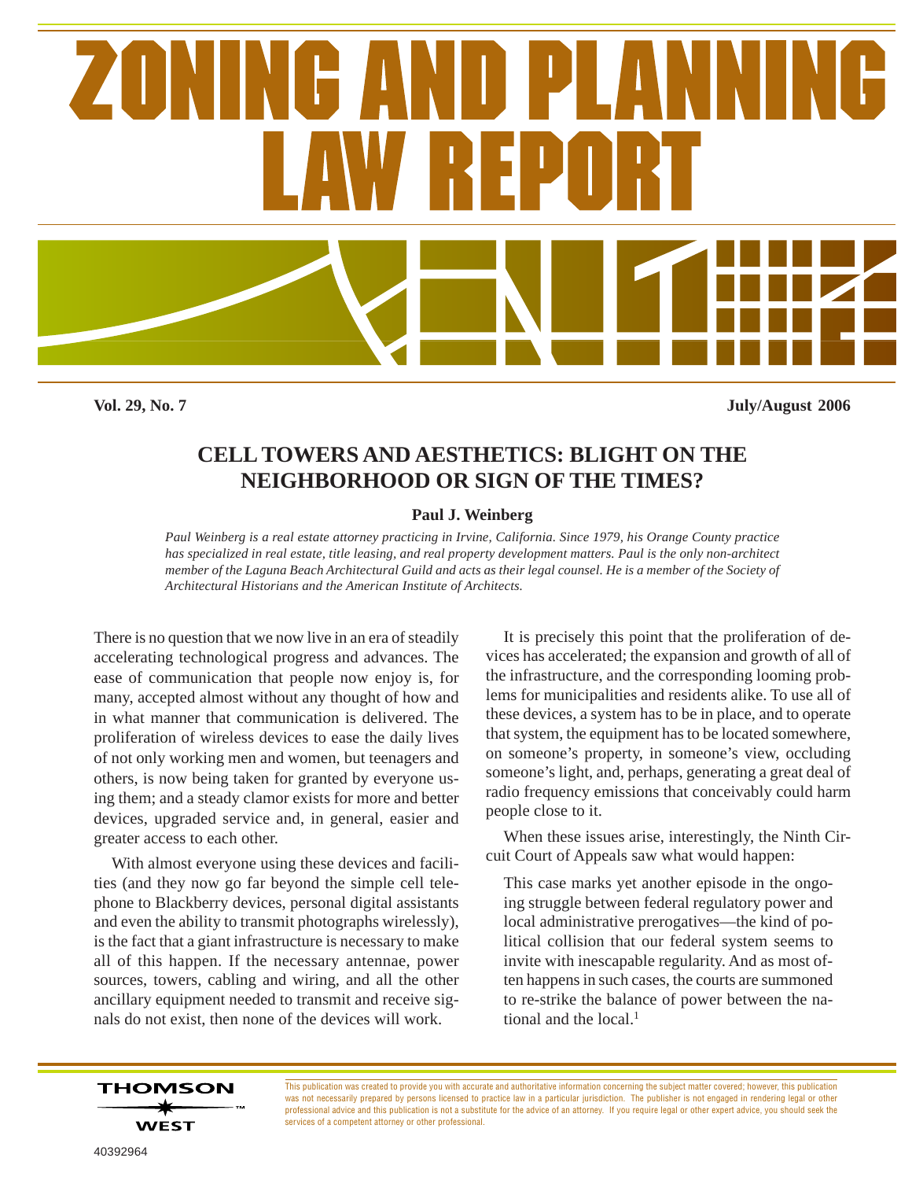# ZONING AND PLANNING LAW REPORT

**Vol. 29, No. 7** **July/August 2006**

## CELL TOWERS AND AESTHETICS: BLIGHT ON THE NEIGHBORHOOD OR SIGN OF THE TIMES?

**Paul J. Weinberg**

*Paul Weinberg is a real estate attorney practicing in Irvine, California. Since 1979, his Orange County practice has specialized in real estate, title leasing, and real property development matters. Paul is the only non-architect member of the Laguna Beach Architectural Guild and acts as their legal counsel. He is a member of the Society of Architectural Historians and the American Institute of Architects.*

There is no question that we now live in an era of steadily accelerating technological progress and advances. The ease of communication that people now enjoy is, for many, accepted almost without any thought of how and in what manner that communication is delivered. The proliferation of wireless devices to ease the daily lives of not only working men and women, but teenagers and others, is now being taken for granted by everyone using them; and a steady clamor exists for more and better devices, upgraded service and, in general, easier and greater access to each other.

With almost everyone using these devices and facilities (and they now go far beyond the simple cell telephone to Blackberry devices, personal digital assistants and even the ability to transmit photographs wirelessly), is the fact that a giant infrastructure is necessary to make all of this happen. If the necessary antennae, power sources, towers, cabling and wiring, and all the other ancillary equipment needed to transmit and receive signals do not exist, then none of the devices will work.

It is precisely this point that the proliferation of devices has accelerated; the expansion and growth of all of the infrastructure, and the corresponding looming problems for municipalities and residents alike. To use all of these devices, a system has to be in place, and to operate that system, the equipment has to be located somewhere, on someone's property, in someone's view, occluding someone's light, and, perhaps, generating a great deal of radio frequency emissions that conceivably could harm people close to it.

When these issues arise, interestingly, the Ninth Circuit Court of Appeals saw what would happen:

> This case marks yet another episode in the ongoing struggle between federal regulatory power and local administrative prerogatives—the kind of political collision that our federal system seems to invite with inescapable regularity. And as most often happens in such cases, the courts are summoned to re-strike the balance of power between the national and the local.[1]

THOMSON WEST

This publication was created to provide you with accurate and authoritative information concerning the subject matter covered; however, this publication was not necessarily prepared by persons licensed to practice law in a particular jurisdiction. The publisher is not engaged in rendering legal or other professional advice and this publication is not a substitute for the advice of an attorney. If you require legal or other expert advice, you should seek the services of a competent attorney or other professional.

40392964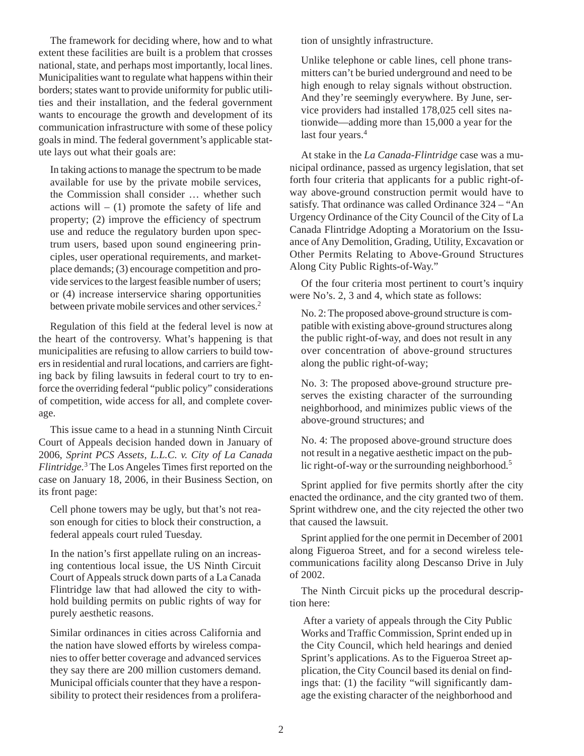The framework for deciding where, how and to what extent these facilities are built is a problem that crosses national, state, and perhaps most importantly, local lines. Municipalities want to regulate what happens within their borders; states want to provide uniformity for public utilities and their installation, and the federal government wants to encourage the growth and development of its communication infrastructure with some of these policy goals in mind. The federal government's applicable statute lays out what their goals are:

> In taking actions to manage the spectrum to be made available for use by the private mobile services, the Commission shall consider … whether such actions will – (1) promote the safety of life and property; (2) improve the efficiency of spectrum use and reduce the regulatory burden upon spectrum users, based upon sound engineering principles, user operational requirements, and marketplace demands; (3) encourage competition and provide services to the largest feasible number of users; or (4) increase interservice sharing opportunities between private mobile services and other services.[2]

Regulation of this field at the federal level is now at the heart of the controversy. What's happening is that municipalities are refusing to allow carriers to build towers in residential and rural locations, and carriers are fighting back by filing lawsuits in federal court to try to enforce the overriding federal "public policy" considerations of competition, wide access for all, and complete coverage.

This issue came to a head in a stunning Ninth Circuit Court of Appeals decision handed down in January of 2006, *Sprint PCS Assets, L.L.C. v. City of La Canada Flintridge.*[3] The Los Angeles Times first reported on the case on January 18, 2006, in their Business Section, on its front page:

> Cell phone towers may be ugly, but that's not reason enough for cities to block their construction, a federal appeals court ruled Tuesday.
>
> In the nation's first appellate ruling on an increasing contentious local issue, the US Ninth Circuit Court of Appeals struck down parts of a La Canada Flintridge law that had allowed the city to withhold building permits on public rights of way for purely aesthetic reasons.
>
> Similar ordinances in cities across California and the nation have slowed efforts by wireless companies to offer better coverage and advanced services they say there are 200 million customers demand. Municipal officials counter that they have a responsibility to protect their residences from a proliferation of unsightly infrastructure.
>
> Unlike telephone or cable lines, cell phone transmitters can't be buried underground and need to be high enough to relay signals without obstruction. And they're seemingly everywhere. By June, service providers had installed 178,025 cell sites nationwide—adding more than 15,000 a year for the last four years.[4]

At stake in the *La Canada-Flintridge* case was a municipal ordinance, passed as urgency legislation, that set forth four criteria that applicants for a public right-of-way above-ground construction permit would have to satisfy. That ordinance was called Ordinance 324 – "An Urgency Ordinance of the City Council of the City of La Canada Flintridge Adopting a Moratorium on the Issuance of Any Demolition, Grading, Utility, Excavation or Other Permits Relating to Above-Ground Structures Along City Public Rights-of-Way."

Of the four criteria most pertinent to court's inquiry were No's. 2, 3 and 4, which state as follows:

> No. 2: The proposed above-ground structure is compatible with existing above-ground structures along the public right-of-way, and does not result in any over concentration of above-ground structures along the public right-of-way;
>
> No. 3: The proposed above-ground structure preserves the existing character of the surrounding neighborhood, and minimizes public views of the above-ground structures; and
>
> No. 4: The proposed above-ground structure does not result in a negative aesthetic impact on the public right-of-way or the surrounding neighborhood.[5]

Sprint applied for five permits shortly after the city enacted the ordinance, and the city granted two of them. Sprint withdrew one, and the city rejected the other two that caused the lawsuit.

Sprint applied for the one permit in December of 2001 along Figueroa Street, and for a second wireless telecommunications facility along Descanso Drive in July of 2002.

The Ninth Circuit picks up the procedural description here:

> After a variety of appeals through the City Public Works and Traffic Commission, Sprint ended up in the City Council, which held hearings and denied Sprint's applications. As to the Figueroa Street application, the City Council based its denial on findings that: (1) the facility "will significantly damage the existing character of the neighborhood and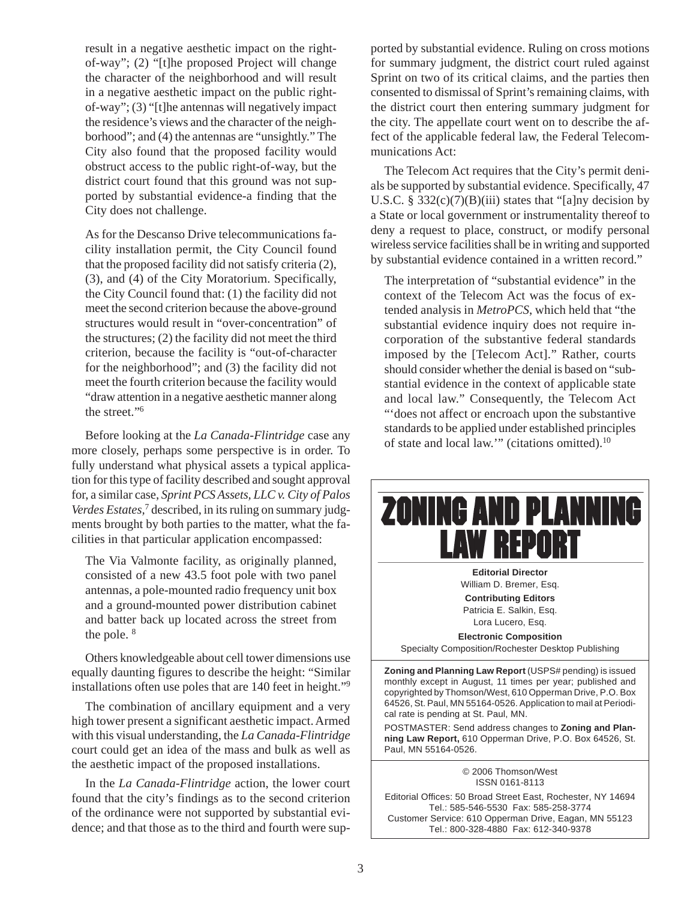result in a negative aesthetic impact on the right-of-way"; (2) "[t]he proposed Project will change the character of the neighborhood and will result in a negative aesthetic impact on the public right-of-way"; (3) "[t]he antennas will negatively impact the residence's views and the character of the neighborhood"; and (4) the antennas are "unsightly." The City also found that the proposed facility would obstruct access to the public right-of-way, but the district court found that this ground was not supported by substantial evidence-a finding that the City does not challenge.

> As for the Descanso Drive telecommunications facility installation permit, the City Council found that the proposed facility did not satisfy criteria (2), (3), and (4) of the City Moratorium. Specifically, the City Council found that: (1) the facility did not meet the second criterion because the above-ground structures would result in "over-concentration" of the structures; (2) the facility did not meet the third criterion, because the facility is "out-of-character for the neighborhood"; and (3) the facility did not meet the fourth criterion because the facility would "draw attention in a negative aesthetic manner along the street."[6]

Before looking at the *La Canada-Flintridge* case any more closely, perhaps some perspective is in order. To fully understand what physical assets a typical application for this type of facility described and sought approval for, a similar case, *Sprint PCS Assets, LLC v. City of Palos Verdes Estates,*[7] described, in its ruling on summary judgments brought by both parties to the matter, what the facilities in that particular application encompassed:

> The Via Valmonte facility, as originally planned, consisted of a new 43.5 foot pole with two panel antennas, a pole-mounted radio frequency unit box and a ground-mounted power distribution cabinet and batter back up located across the street from the pole. [8]

Others knowledgeable about cell tower dimensions use equally daunting figures to describe the height: "Similar installations often use poles that are 140 feet in height."[9]

The combination of ancillary equipment and a very high tower present a significant aesthetic impact. Armed with this visual understanding, the *La Canada-Flintridge* court could get an idea of the mass and bulk as well as the aesthetic impact of the proposed installations.

In the *La Canada-Flintridge* action, the lower court found that the city's findings as to the second criterion of the ordinance were not supported by substantial evidence; and that those as to the third and fourth were supported by substantial evidence. Ruling on cross motions for summary judgment, the district court ruled against Sprint on two of its critical claims, and the parties then consented to dismissal of Sprint's remaining claims, with the district court then entering summary judgment for the city. The appellate court went on to describe the affect of the applicable federal law, the Federal Telecommunications Act:

The Telecom Act requires that the City's permit denials be supported by substantial evidence. Specifically, 47 U.S.C. § 332(c)(7)(B)(iii) states that "[a]ny decision by a State or local government or instrumentality thereof to deny a request to place, construct, or modify personal wireless service facilities shall be in writing and supported by substantial evidence contained in a written record."

> The interpretation of "substantial evidence" in the context of the Telecom Act was the focus of extended analysis in *MetroPCS*, which held that "the substantial evidence inquiry does not require incorporation of the substantive federal standards imposed by the [Telecom Act]." Rather, courts should consider whether the denial is based on "substantial evidence in the context of applicable state and local law." Consequently, the Telecom Act "'does not affect or encroach upon the substantive standards to be applied under established principles of state and local law.'" (citations omitted).[10]

# ZONING AND PLANNING LAW REPORT

**Editorial Director**
William D. Bremer, Esq.

**Contributing Editors**
Patricia E. Salkin, Esq.
Lora Lucero, Esq.

**Electronic Composition**
Specialty Composition/Rochester Desktop Publishing

**Zoning and Planning Law Report** (USPS# pending) is issued monthly except in August, 11 times per year; published and copyrighted by Thomson/West, 610 Opperman Drive, P.O. Box 64526, St. Paul, MN 55164-0526. Application to mail at Periodical rate is pending at St. Paul, MN.

POSTMASTER: Send address changes to **Zoning and Planning Law Report,** 610 Opperman Drive, P.O. Box 64526, St. Paul, MN 55164-0526.

© 2006 Thomson/West
ISSN 0161-8113

Editorial Offices: 50 Broad Street East, Rochester, NY 14694
Tel.: 585-546-5530 Fax: 585-258-3774
Customer Service: 610 Opperman Drive, Eagan, MN 55123
Tel.: 800-328-4880 Fax: 612-340-9378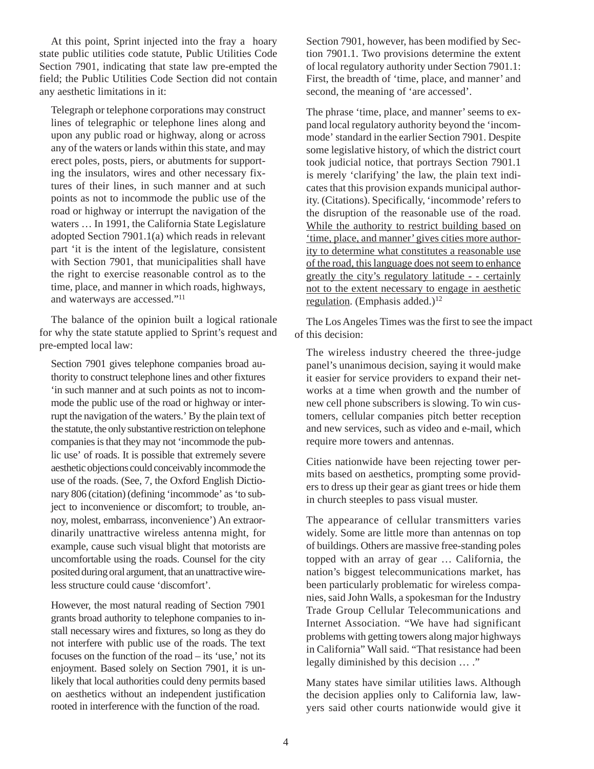At this point, Sprint injected into the fray a hoary state public utilities code statute, Public Utilities Code Section 7901, indicating that state law pre-empted the field; the Public Utilities Code Section did not contain any aesthetic limitations in it:

> Telegraph or telephone corporations may construct lines of telegraphic or telephone lines along and upon any public road or highway, along or across any of the waters or lands within this state, and may erect poles, posts, piers, or abutments for supporting the insulators, wires and other necessary fixtures of their lines, in such manner and at such points as not to incommode the public use of the road or highway or interrupt the navigation of the waters … In 1991, the California State Legislature adopted Section 7901.1(a) which reads in relevant part 'it is the intent of the legislature, consistent with Section 7901, that municipalities shall have the right to exercise reasonable control as to the time, place, and manner in which roads, highways, and waterways are accessed."[11]

The balance of the opinion built a logical rationale for why the state statute applied to Sprint's request and pre-empted local law:

> Section 7901 gives telephone companies broad authority to construct telephone lines and other fixtures 'in such manner and at such points as not to incommode the public use of the road or highway or interrupt the navigation of the waters.' By the plain text of the statute, the only substantive restriction on telephone companies is that they may not 'incommode the public use' of roads. It is possible that extremely severe aesthetic objections could conceivably incommode the use of the roads. (See, 7, the Oxford English Dictionary 806 (citation) (defining 'incommode' as 'to subject to inconvenience or discomfort; to trouble, annoy, molest, embarrass, inconvenience') An extraordinarily unattractive wireless antenna might, for example, cause such visual blight that motorists are uncomfortable using the roads. Counsel for the city posited during oral argument, that an unattractive wireless structure could cause 'discomfort'.
>
> However, the most natural reading of Section 7901 grants broad authority to telephone companies to install necessary wires and fixtures, so long as they do not interfere with public use of the roads. The text focuses on the function of the road – its 'use,' not its enjoyment. Based solely on Section 7901, it is unlikely that local authorities could deny permits based on aesthetics without an independent justification rooted in interference with the function of the road.
>
> Section 7901, however, has been modified by Section 7901.1. Two provisions determine the extent of local regulatory authority under Section 7901.1: First, the breadth of 'time, place, and manner' and second, the meaning of 'are accessed'.
>
> The phrase 'time, place, and manner' seems to expand local regulatory authority beyond the 'incommode' standard in the earlier Section 7901. Despite some legislative history, of which the district court took judicial notice, that portrays Section 7901.1 is merely 'clarifying' the law, the plain text indicates that this provision expands municipal authority. (Citations). Specifically, 'incommode' refers to the disruption of the reasonable use of the road. <u>While the authority to restrict building based on 'time, place, and manner' gives cities more authority to determine what constitutes a reasonable use of the road, this language does not seem to enhance greatly the city's regulatory latitude - - certainly not to the extent necessary to engage in aesthetic regulation</u>. (Emphasis added.)[12]

The Los Angeles Times was the first to see the impact of this decision:

> The wireless industry cheered the three-judge panel's unanimous decision, saying it would make it easier for service providers to expand their networks at a time when growth and the number of new cell phone subscribers is slowing. To win customers, cellular companies pitch better reception and new services, such as video and e-mail, which require more towers and antennas.
>
> Cities nationwide have been rejecting tower permits based on aesthetics, prompting some providers to dress up their gear as giant trees or hide them in church steeples to pass visual muster.
>
> The appearance of cellular transmitters varies widely. Some are little more than antennas on top of buildings. Others are massive free-standing poles topped with an array of gear … California, the nation's biggest telecommunications market, has been particularly problematic for wireless companies, said John Walls, a spokesman for the Industry Trade Group Cellular Telecommunications and Internet Association. "We have had significant problems with getting towers along major highways in California" Wall said. "That resistance had been legally diminished by this decision … ."
>
> Many states have similar utilities laws. Although the decision applies only to California law, lawyers said other courts nationwide would give it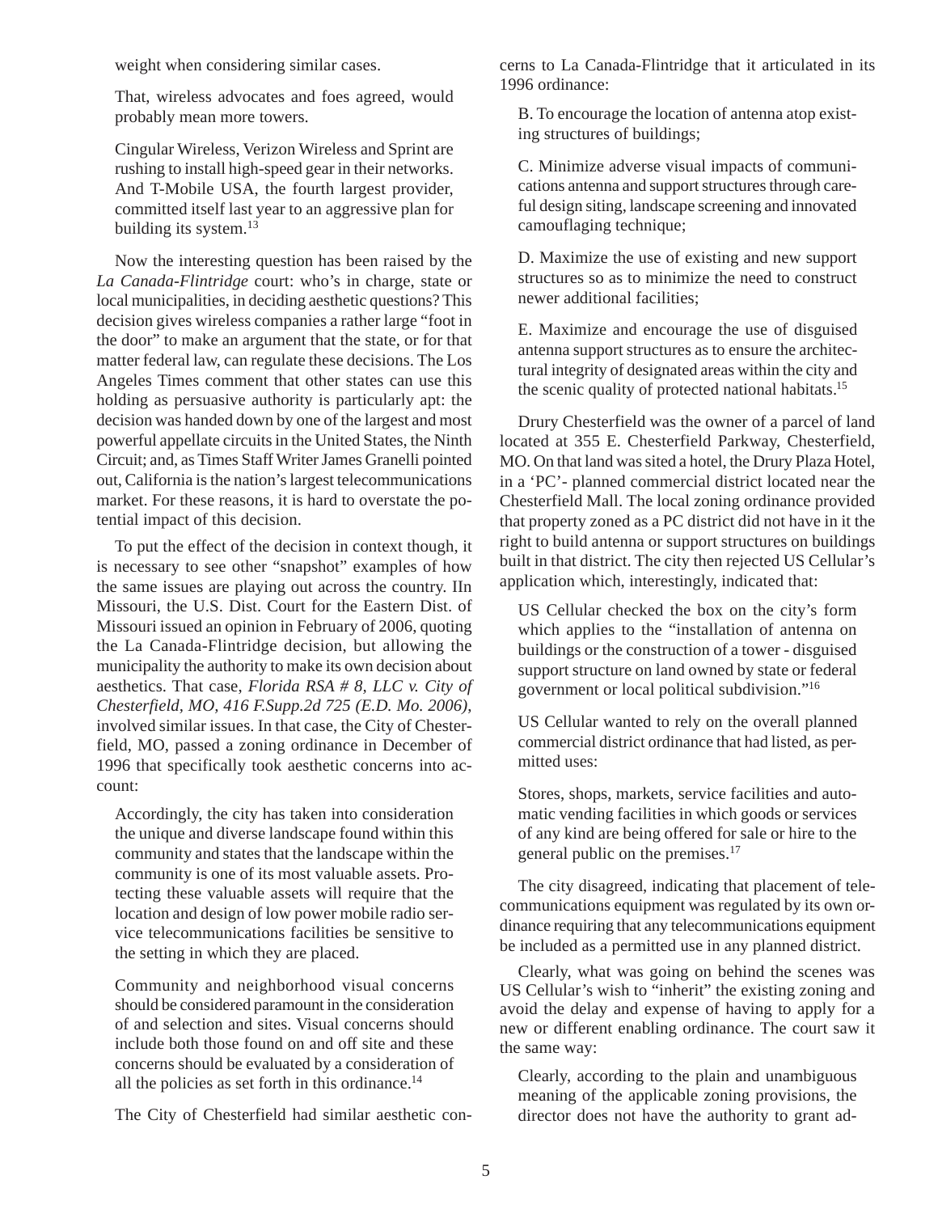weight when considering similar cases.

> That, wireless advocates and foes agreed, would probably mean more towers.
>
> Cingular Wireless, Verizon Wireless and Sprint are rushing to install high-speed gear in their networks. And T-Mobile USA, the fourth largest provider, committed itself last year to an aggressive plan for building its system.[13]

Now the interesting question has been raised by the *La Canada-Flintridge* court: who's in charge, state or local municipalities, in deciding aesthetic questions? This decision gives wireless companies a rather large "foot in the door" to make an argument that the state, or for that matter federal law, can regulate these decisions. The Los Angeles Times comment that other states can use this holding as persuasive authority is particularly apt: the decision was handed down by one of the largest and most powerful appellate circuits in the United States, the Ninth Circuit; and, as Times Staff Writer James Granelli pointed out, California is the nation's largest telecommunications market. For these reasons, it is hard to overstate the potential impact of this decision.

To put the effect of the decision in context though, it is necessary to see other "snapshot" examples of how the same issues are playing out across the country. IIn Missouri, the U.S. Dist. Court for the Eastern Dist. of Missouri issued an opinion in February of 2006, quoting the La Canada-Flintridge decision, but allowing the municipality the authority to make its own decision about aesthetics. That case, *Florida RSA # 8, LLC v. City of Chesterfield, MO, 416 F.Supp.2d 725 (E.D. Mo. 2006)*, involved similar issues. In that case, the City of Chesterfield, MO, passed a zoning ordinance in December of 1996 that specifically took aesthetic concerns into account:

> Accordingly, the city has taken into consideration the unique and diverse landscape found within this community and states that the landscape within the community is one of its most valuable assets. Protecting these valuable assets will require that the location and design of low power mobile radio service telecommunications facilities be sensitive to the setting in which they are placed.
>
> Community and neighborhood visual concerns should be considered paramount in the consideration of and selection and sites. Visual concerns should include both those found on and off site and these concerns should be evaluated by a consideration of all the policies as set forth in this ordinance.[14]

The City of Chesterfield had similar aesthetic concerns to La Canada-Flintridge that it articulated in its 1996 ordinance:

> B. To encourage the location of antenna atop existing structures of buildings;
>
> C. Minimize adverse visual impacts of communications antenna and support structures through careful design siting, landscape screening and innovated camouflaging technique;
>
> D. Maximize the use of existing and new support structures so as to minimize the need to construct newer additional facilities;
>
> E. Maximize and encourage the use of disguised antenna support structures as to ensure the architectural integrity of designated areas within the city and the scenic quality of protected national habitats.[15]

Drury Chesterfield was the owner of a parcel of land located at 355 E. Chesterfield Parkway, Chesterfield, MO. On that land was sited a hotel, the Drury Plaza Hotel, in a 'PC'- planned commercial district located near the Chesterfield Mall. The local zoning ordinance provided that property zoned as a PC district did not have in it the right to build antenna or support structures on buildings built in that district. The city then rejected US Cellular's application which, interestingly, indicated that:

> US Cellular checked the box on the city's form which applies to the "installation of antenna on buildings or the construction of a tower - disguised support structure on land owned by state or federal government or local political subdivision."[16]
>
> US Cellular wanted to rely on the overall planned commercial district ordinance that had listed, as permitted uses:
>
> Stores, shops, markets, service facilities and automatic vending facilities in which goods or services of any kind are being offered for sale or hire to the general public on the premises.[17]

The city disagreed, indicating that placement of telecommunications equipment was regulated by its own ordinance requiring that any telecommunications equipment be included as a permitted use in any planned district.

Clearly, what was going on behind the scenes was US Cellular's wish to "inherit" the existing zoning and avoid the delay and expense of having to apply for a new or different enabling ordinance. The court saw it the same way:

> Clearly, according to the plain and unambiguous meaning of the applicable zoning provisions, the director does not have the authority to grant ad-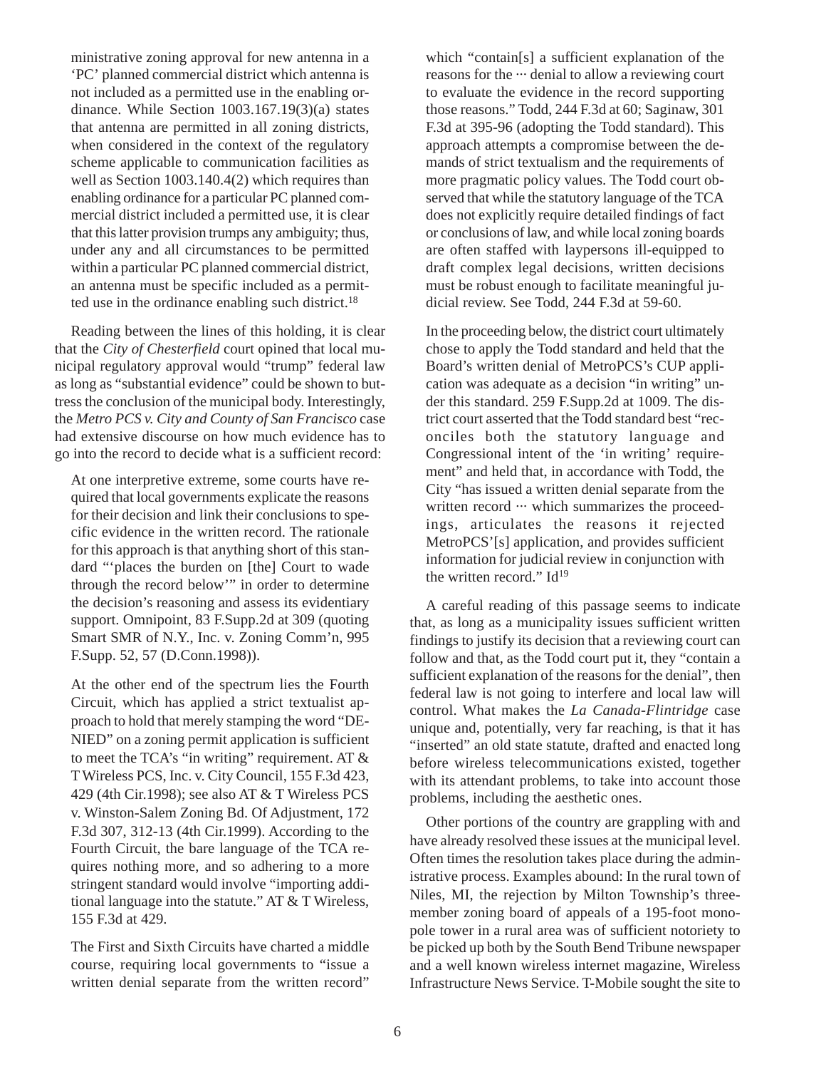ministrative zoning approval for new antenna in a 'PC' planned commercial district which antenna is not included as a permitted use in the enabling ordinance. While Section 1003.167.19(3)(a) states that antenna are permitted in all zoning districts, when considered in the context of the regulatory scheme applicable to communication facilities as well as Section 1003.140.4(2) which requires than enabling ordinance for a particular PC planned commercial district included a permitted use, it is clear that this latter provision trumps any ambiguity; thus, under any and all circumstances to be permitted within a particular PC planned commercial district, an antenna must be specific included as a permitted use in the ordinance enabling such district.[18]

Reading between the lines of this holding, it is clear that the *City of Chesterfield* court opined that local municipal regulatory approval would "trump" federal law as long as "substantial evidence" could be shown to buttress the conclusion of the municipal body. Interestingly, the *Metro PCS v. City and County of San Francisco* case had extensive discourse on how much evidence has to go into the record to decide what is a sufficient record:

> At one interpretive extreme, some courts have required that local governments explicate the reasons for their decision and link their conclusions to specific evidence in the written record. The rationale for this approach is that anything short of this standard "'places the burden on [the] Court to wade through the record below'" in order to determine the decision's reasoning and assess its evidentiary support. Omnipoint, 83 F.Supp.2d at 309 (quoting Smart SMR of N.Y., Inc. v. Zoning Comm'n, 995 F.Supp. 52, 57 (D.Conn.1998)).
>
> At the other end of the spectrum lies the Fourth Circuit, which has applied a strict textualist approach to hold that merely stamping the word "DENIED" on a zoning permit application is sufficient to meet the TCA's "in writing" requirement. AT & T Wireless PCS, Inc. v. City Council, 155 F.3d 423, 429 (4th Cir.1998); see also AT & T Wireless PCS v. Winston-Salem Zoning Bd. Of Adjustment, 172 F.3d 307, 312-13 (4th Cir.1999). According to the Fourth Circuit, the bare language of the TCA requires nothing more, and so adhering to a more stringent standard would involve "importing additional language into the statute." AT & T Wireless, 155 F.3d at 429.
>
> The First and Sixth Circuits have charted a middle course, requiring local governments to "issue a written denial separate from the written record" which "contain[s] a sufficient explanation of the reasons for the ··· denial to allow a reviewing court to evaluate the evidence in the record supporting those reasons." Todd, 244 F.3d at 60; Saginaw, 301 F.3d at 395-96 (adopting the Todd standard). This approach attempts a compromise between the demands of strict textualism and the requirements of more pragmatic policy values. The Todd court observed that while the statutory language of the TCA does not explicitly require detailed findings of fact or conclusions of law, and while local zoning boards are often staffed with laypersons ill-equipped to draft complex legal decisions, written decisions must be robust enough to facilitate meaningful judicial review. See Todd, 244 F.3d at 59-60.
>
> In the proceeding below, the district court ultimately chose to apply the Todd standard and held that the Board's written denial of MetroPCS's CUP application was adequate as a decision "in writing" under this standard. 259 F.Supp.2d at 1009. The district court asserted that the Todd standard best "reconciles both the statutory language and Congressional intent of the 'in writing' requirement" and held that, in accordance with Todd, the City "has issued a written denial separate from the written record ··· which summarizes the proceedings, articulates the reasons it rejected MetroPCS'[s] application, and provides sufficient information for judicial review in conjunction with the written record." Id[19]

A careful reading of this passage seems to indicate that, as long as a municipality issues sufficient written findings to justify its decision that a reviewing court can follow and that, as the Todd court put it, they "contain a sufficient explanation of the reasons for the denial", then federal law is not going to interfere and local law will control. What makes the *La Canada-Flintridge* case unique and, potentially, very far reaching, is that it has "inserted" an old state statute, drafted and enacted long before wireless telecommunications existed, together with its attendant problems, to take into account those problems, including the aesthetic ones.

Other portions of the country are grappling with and have already resolved these issues at the municipal level. Often times the resolution takes place during the administrative process. Examples abound: In the rural town of Niles, MI, the rejection by Milton Township's three-member zoning board of appeals of a 195-foot monopole tower in a rural area was of sufficient notoriety to be picked up both by the South Bend Tribune newspaper and a well known wireless internet magazine, Wireless Infrastructure News Service. T-Mobile sought the site to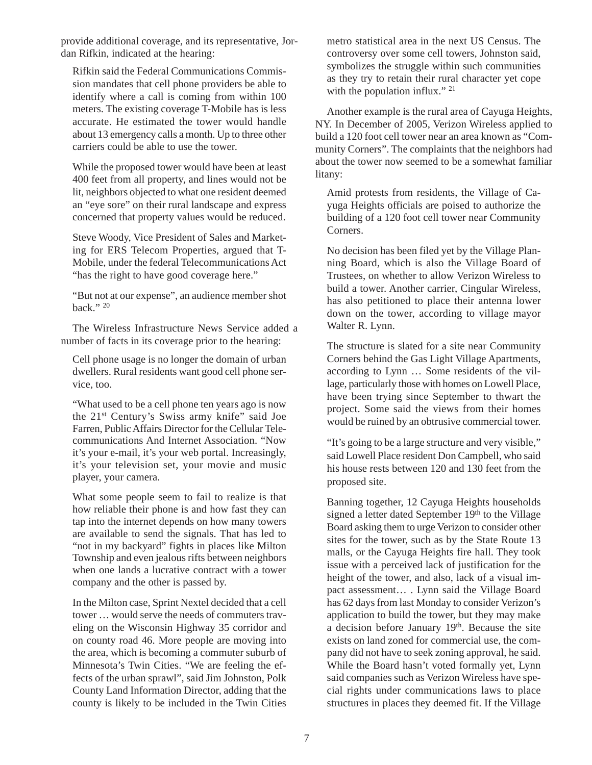provide additional coverage, and its representative, Jordan Rifkin, indicated at the hearing:

> Rifkin said the Federal Communications Commission mandates that cell phone providers be able to identify where a call is coming from within 100 meters. The existing coverage T-Mobile has is less accurate. He estimated the tower would handle about 13 emergency calls a month. Up to three other carriers could be able to use the tower.
>
> While the proposed tower would have been at least 400 feet from all property, and lines would not be lit, neighbors objected to what one resident deemed an "eye sore" on their rural landscape and express concerned that property values would be reduced.
>
> Steve Woody, Vice President of Sales and Marketing for ERS Telecom Properties, argued that T-Mobile, under the federal Telecommunications Act "has the right to have good coverage here."
>
> "But not at our expense", an audience member shot back." [20]

The Wireless Infrastructure News Service added a number of facts in its coverage prior to the hearing:

> Cell phone usage is no longer the domain of urban dwellers. Rural residents want good cell phone service, too.
>
> "What used to be a cell phone ten years ago is now the 21st Century's Swiss army knife" said Joe Farren, Public Affairs Director for the Cellular Telecommunications And Internet Association. "Now it's your e-mail, it's your web portal. Increasingly, it's your television set, your movie and music player, your camera.
>
> What some people seem to fail to realize is that how reliable their phone is and how fast they can tap into the internet depends on how many towers are available to send the signals. That has led to "not in my backyard" fights in places like Milton Township and even jealous rifts between neighbors when one lands a lucrative contract with a tower company and the other is passed by.
>
> In the Milton case, Sprint Nextel decided that a cell tower … would serve the needs of commuters traveling on the Wisconsin Highway 35 corridor and on county road 46. More people are moving into the area, which is becoming a commuter suburb of Minnesota's Twin Cities. "We are feeling the effects of the urban sprawl", said Jim Johnston, Polk County Land Information Director, adding that the county is likely to be included in the Twin Cities metro statistical area in the next US Census. The controversy over some cell towers, Johnston said, symbolizes the struggle within such communities as they try to retain their rural character yet cope with the population influx." [21]

Another example is the rural area of Cayuga Heights, NY. In December of 2005, Verizon Wireless applied to build a 120 foot cell tower near an area known as "Community Corners". The complaints that the neighbors had about the tower now seemed to be a somewhat familiar litany:

> Amid protests from residents, the Village of Cayuga Heights officials are poised to authorize the building of a 120 foot cell tower near Community Corners.
>
> No decision has been filed yet by the Village Planning Board, which is also the Village Board of Trustees, on whether to allow Verizon Wireless to build a tower. Another carrier, Cingular Wireless, has also petitioned to place their antenna lower down on the tower, according to village mayor Walter R. Lynn.
>
> The structure is slated for a site near Community Corners behind the Gas Light Village Apartments, according to Lynn … Some residents of the village, particularly those with homes on Lowell Place, have been trying since September to thwart the project. Some said the views from their homes would be ruined by an obtrusive commercial tower.
>
> "It's going to be a large structure and very visible," said Lowell Place resident Don Campbell, who said his house rests between 120 and 130 feet from the proposed site.
>
> Banning together, 12 Cayuga Heights households signed a letter dated September 19th to the Village Board asking them to urge Verizon to consider other sites for the tower, such as by the State Route 13 malls, or the Cayuga Heights fire hall. They took issue with a perceived lack of justification for the height of the tower, and also, lack of a visual impact assessment… . Lynn said the Village Board has 62 days from last Monday to consider Verizon's application to build the tower, but they may make a decision before January 19th. Because the site exists on land zoned for commercial use, the company did not have to seek zoning approval, he said. While the Board hasn't voted formally yet, Lynn said companies such as Verizon Wireless have special rights under communications laws to place structures in places they deemed fit. If the Village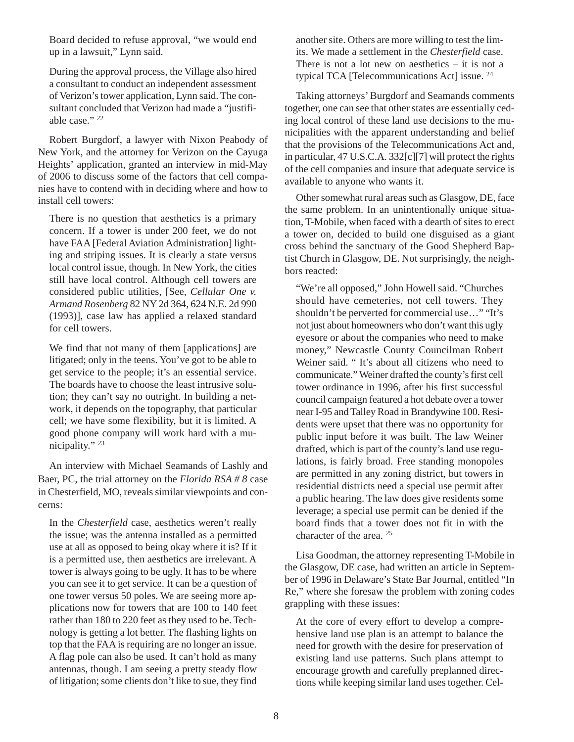Board decided to refuse approval, "we would end up in a lawsuit," Lynn said.

During the approval process, the Village also hired a consultant to conduct an independent assessment of Verizon's tower application, Lynn said. The consultant concluded that Verizon had made a "justifiable case." [22]

Robert Burgdorf, a lawyer with Nixon Peabody of New York, and the attorney for Verizon on the Cayuga Heights' application, granted an interview in mid-May of 2006 to discuss some of the factors that cell companies have to contend with in deciding where and how to install cell towers:

> There is no question that aesthetics is a primary concern. If a tower is under 200 feet, we do not have FAA [Federal Aviation Administration] lighting and striping issues. It is clearly a state versus local control issue, though. In New York, the cities still have local control. Although cell towers are considered public utilities, [See, *Cellular One v. Armand Rosenberg* 82 NY 2d 364, 624 N.E. 2d 990 (1993)], case law has applied a relaxed standard for cell towers.
>
> We find that not many of them [applications] are litigated; only in the teens. You've got to be able to get service to the people; it's an essential service. The boards have to choose the least intrusive solution; they can't say no outright. In building a network, it depends on the topography, that particular cell; we have some flexibility, but it is limited. A good phone company will work hard with a municipality." [23]

An interview with Michael Seamands of Lashly and Baer, PC, the trial attorney on the *Florida RSA # 8* case in Chesterfield, MO, reveals similar viewpoints and concerns:

> In the *Chesterfield* case, aesthetics weren't really the issue; was the antenna installed as a permitted use at all as opposed to being okay where it is? If it is a permitted use, then aesthetics are irrelevant. A tower is always going to be ugly. It has to be where you can see it to get service. It can be a question of one tower versus 50 poles. We are seeing more applications now for towers that are 100 to 140 feet rather than 180 to 220 feet as they used to be. Technology is getting a lot better. The flashing lights on top that the FAA is requiring are no longer an issue. A flag pole can also be used. It can't hold as many antennas, though. I am seeing a pretty steady flow of litigation; some clients don't like to sue, they find another site. Others are more willing to test the limits. We made a settlement in the *Chesterfield* case. There is not a lot new on aesthetics – it is not a typical TCA [Telecommunications Act] issue. [24]

Taking attorneys' Burgdorf and Seamands comments together, one can see that other states are essentially ceding local control of these land use decisions to the municipalities with the apparent understanding and belief that the provisions of the Telecommunications Act and, in particular, 47 U.S.C.A. 332[c][7] will protect the rights of the cell companies and insure that adequate service is available to anyone who wants it.

Other somewhat rural areas such as Glasgow, DE, face the same problem. In an unintentionally unique situation, T-Mobile, when faced with a dearth of sites to erect a tower on, decided to build one disguised as a giant cross behind the sanctuary of the Good Shepherd Baptist Church in Glasgow, DE. Not surprisingly, the neighbors reacted:

> "We're all opposed," John Howell said. "Churches should have cemeteries, not cell towers. They shouldn't be perverted for commercial use…" "It's not just about homeowners who don't want this ugly eyesore or about the companies who need to make money," Newcastle County Councilman Robert Weiner said. " It's about all citizens who need to communicate." Weiner drafted the county's first cell tower ordinance in 1996, after his first successful council campaign featured a hot debate over a tower near I-95 and Talley Road in Brandywine 100. Residents were upset that there was no opportunity for public input before it was built. The law Weiner drafted, which is part of the county's land use regulations, is fairly broad. Free standing monopoles are permitted in any zoning district, but towers in residential districts need a special use permit after a public hearing. The law does give residents some leverage; a special use permit can be denied if the board finds that a tower does not fit in with the character of the area. [25]

Lisa Goodman, the attorney representing T-Mobile in the Glasgow, DE case, had written an article in September of 1996 in Delaware's State Bar Journal, entitled "In Re," where she foresaw the problem with zoning codes grappling with these issues:

> At the core of every effort to develop a comprehensive land use plan is an attempt to balance the need for growth with the desire for preservation of existing land use patterns. Such plans attempt to encourage growth and carefully preplanned directions while keeping similar land uses together. Cel-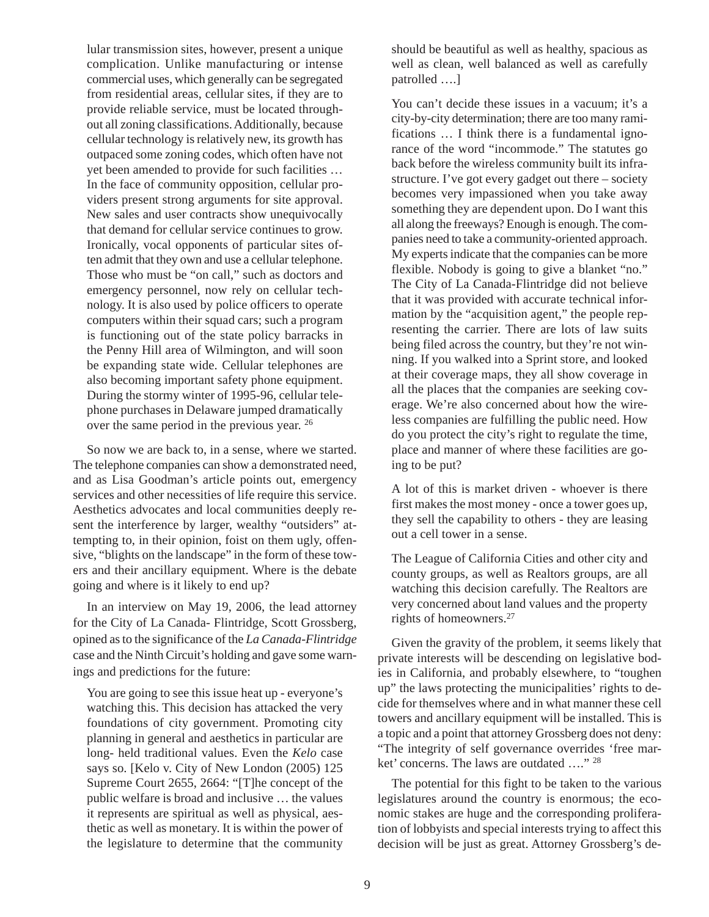lular transmission sites, however, present a unique complication. Unlike manufacturing or intense commercial uses, which generally can be segregated from residential areas, cellular sites, if they are to provide reliable service, must be located throughout all zoning classifications. Additionally, because cellular technology is relatively new, its growth has outpaced some zoning codes, which often have not yet been amended to provide for such facilities … In the face of community opposition, cellular providers present strong arguments for site approval. New sales and user contracts show unequivocally that demand for cellular service continues to grow. Ironically, vocal opponents of particular sites often admit that they own and use a cellular telephone. Those who must be "on call," such as doctors and emergency personnel, now rely on cellular technology. It is also used by police officers to operate computers within their squad cars; such a program is functioning out of the state policy barracks in the Penny Hill area of Wilmington, and will soon be expanding state wide. Cellular telephones are also becoming important safety phone equipment. During the stormy winter of 1995-96, cellular telephone purchases in Delaware jumped dramatically over the same period in the previous year. [26]

So now we are back to, in a sense, where we started. The telephone companies can show a demonstrated need, and as Lisa Goodman's article points out, emergency services and other necessities of life require this service. Aesthetics advocates and local communities deeply resent the interference by larger, wealthy "outsiders" attempting to, in their opinion, foist on them ugly, offensive, "blights on the landscape" in the form of these towers and their ancillary equipment. Where is the debate going and where is it likely to end up?

In an interview on May 19, 2006, the lead attorney for the City of La Canada- Flintridge, Scott Grossberg, opined as to the significance of the *La Canada-Flintridge* case and the Ninth Circuit's holding and gave some warnings and predictions for the future:

> You are going to see this issue heat up - everyone's watching this. This decision has attacked the very foundations of city government. Promoting city planning in general and aesthetics in particular are long- held traditional values. Even the *Kelo* case says so. [Kelo v. City of New London (2005) 125 Supreme Court 2655, 2664: "[T]he concept of the public welfare is broad and inclusive … the values it represents are spiritual as well as physical, aesthetic as well as monetary. It is within the power of the legislature to determine that the community should be beautiful as well as healthy, spacious as well as clean, well balanced as well as carefully patrolled ….]
>
> You can't decide these issues in a vacuum; it's a city-by-city determination; there are too many ramifications … I think there is a fundamental ignorance of the word "incommode." The statutes go back before the wireless community built its infrastructure. I've got every gadget out there – society becomes very impassioned when you take away something they are dependent upon. Do I want this all along the freeways? Enough is enough. The companies need to take a community-oriented approach. My experts indicate that the companies can be more flexible. Nobody is going to give a blanket "no." The City of La Canada-Flintridge did not believe that it was provided with accurate technical information by the "acquisition agent," the people representing the carrier. There are lots of law suits being filed across the country, but they're not winning. If you walked into a Sprint store, and looked at their coverage maps, they all show coverage in all the places that the companies are seeking coverage. We're also concerned about how the wireless companies are fulfilling the public need. How do you protect the city's right to regulate the time, place and manner of where these facilities are going to be put?
>
> A lot of this is market driven - whoever is there first makes the most money - once a tower goes up, they sell the capability to others - they are leasing out a cell tower in a sense.
>
> The League of California Cities and other city and county groups, as well as Realtors groups, are all watching this decision carefully. The Realtors are very concerned about land values and the property rights of homeowners.[27]

Given the gravity of the problem, it seems likely that private interests will be descending on legislative bodies in California, and probably elsewhere, to "toughen up" the laws protecting the municipalities' rights to decide for themselves where and in what manner these cell towers and ancillary equipment will be installed. This is a topic and a point that attorney Grossberg does not deny: "The integrity of self governance overrides 'free market' concerns. The laws are outdated …." [28]

The potential for this fight to be taken to the various legislatures around the country is enormous; the economic stakes are huge and the corresponding proliferation of lobbyists and special interests trying to affect this decision will be just as great. Attorney Grossberg's de-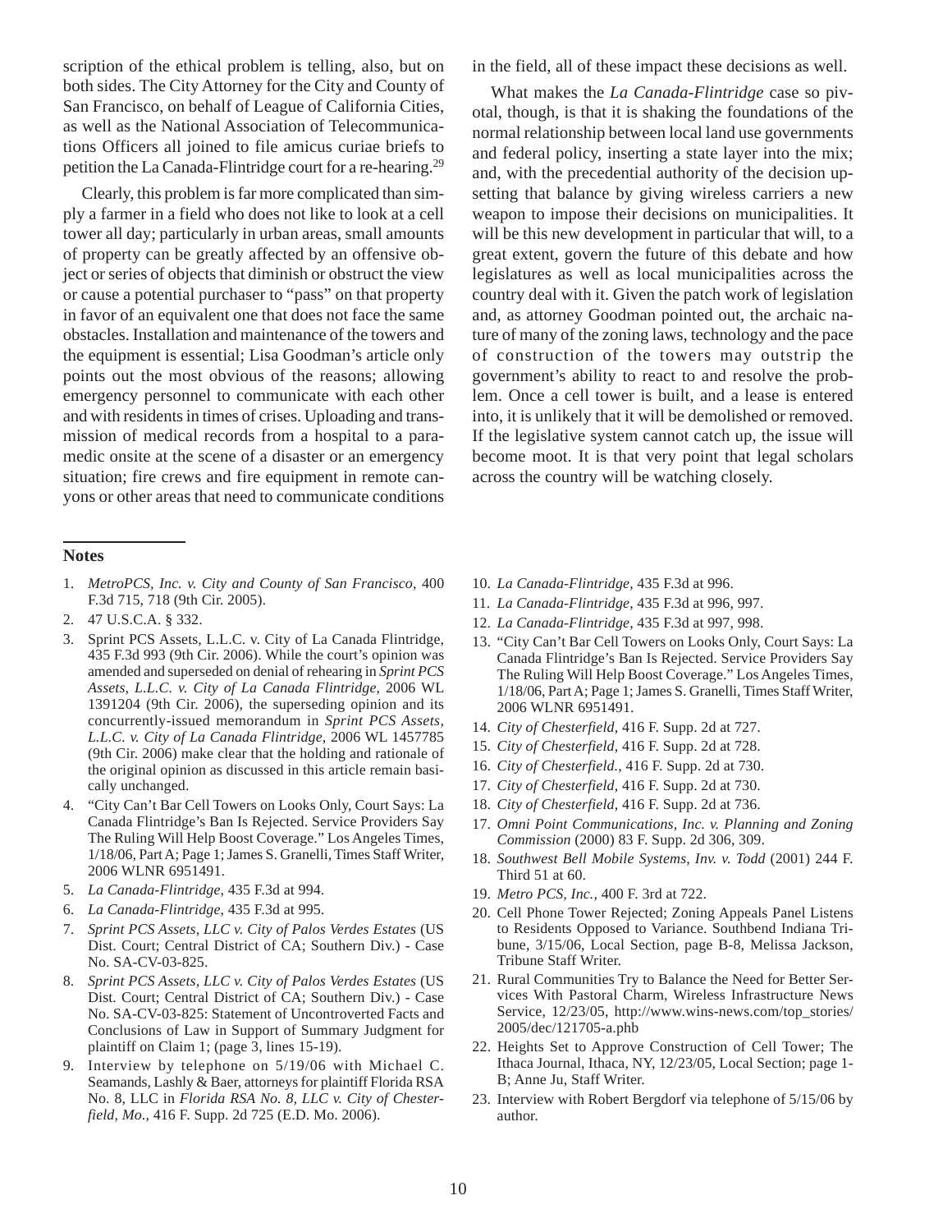scription of the ethical problem is telling, also, but on both sides. The City Attorney for the City and County of San Francisco, on behalf of League of California Cities, as well as the National Association of Telecommunications Officers all joined to file amicus curiae briefs to petition the La Canada-Flintridge court for a re-hearing.[29]

Clearly, this problem is far more complicated than simply a farmer in a field who does not like to look at a cell tower all day; particularly in urban areas, small amounts of property can be greatly affected by an offensive object or series of objects that diminish or obstruct the view or cause a potential purchaser to "pass" on that property in favor of an equivalent one that does not face the same obstacles. Installation and maintenance of the towers and the equipment is essential; Lisa Goodman's article only points out the most obvious of the reasons; allowing emergency personnel to communicate with each other and with residents in times of crises. Uploading and transmission of medical records from a hospital to a paramedic onsite at the scene of a disaster or an emergency situation; fire crews and fire equipment in remote canyons or other areas that need to communicate conditions in the field, all of these impact these decisions as well.

What makes the *La Canada-Flintridge* case so pivotal, though, is that it is shaking the foundations of the normal relationship between local land use governments and federal policy, inserting a state layer into the mix; and, with the precedential authority of the decision upsetting that balance by giving wireless carriers a new weapon to impose their decisions on municipalities. It will be this new development in particular that will, to a great extent, govern the future of this debate and how legislatures as well as local municipalities across the country deal with it. Given the patch work of legislation and, as attorney Goodman pointed out, the archaic nature of many of the zoning laws, technology and the pace of construction of the towers may outstrip the government's ability to react to and resolve the problem. Once a cell tower is built, and a lease is entered into, it is unlikely that it will be demolished or removed. If the legislative system cannot catch up, the issue will become moot. It is that very point that legal scholars across the country will be watching closely.

## Notes

1. *MetroPCS, Inc. v. City and County of San Francisco*, 400 F.3d 715, 718 (9th Cir. 2005).
2. 47 U.S.C.A. § 332.
3. Sprint PCS Assets, L.L.C. v. City of La Canada Flintridge, 435 F.3d 993 (9th Cir. 2006). While the court's opinion was amended and superseded on denial of rehearing in *Sprint PCS Assets, L.L.C. v. City of La Canada Flintridge*, 2006 WL 1391204 (9th Cir. 2006), the superseding opinion and its concurrently-issued memorandum in *Sprint PCS Assets, L.L.C. v. City of La Canada Flintridge*, 2006 WL 1457785 (9th Cir. 2006) make clear that the holding and rationale of the original opinion as discussed in this article remain basically unchanged.
4. "City Can't Bar Cell Towers on Looks Only, Court Says: La Canada Flintridge's Ban Is Rejected. Service Providers Say The Ruling Will Help Boost Coverage." Los Angeles Times, 1/18/06, Part A; Page 1; James S. Granelli, Times Staff Writer, 2006 WLNR 6951491.
5. *La Canada-Flintridge*, 435 F.3d at 994.
6. *La Canada-Flintridge*, 435 F.3d at 995.
7. *Sprint PCS Assets, LLC v. City of Palos Verdes Estates* (US Dist. Court; Central District of CA; Southern Div.) - Case No. SA-CV-03-825.
8. *Sprint PCS Assets, LLC v. City of Palos Verdes Estates* (US Dist. Court; Central District of CA; Southern Div.) - Case No. SA-CV-03-825: Statement of Uncontroverted Facts and Conclusions of Law in Support of Summary Judgment for plaintiff on Claim 1; (page 3, lines 15-19).
9. Interview by telephone on 5/19/06 with Michael C. Seamands, Lashly & Baer, attorneys for plaintiff Florida RSA No. 8, LLC in *Florida RSA No. 8, LLC v. City of Chesterfield, Mo*., 416 F. Supp. 2d 725 (E.D. Mo. 2006).
10. *La Canada-Flintridge*, 435 F.3d at 996.
11. *La Canada-Flintridge*, 435 F.3d at 996, 997.
12. *La Canada-Flintridge*, 435 F.3d at 997, 998.
13. "City Can't Bar Cell Towers on Looks Only, Court Says: La Canada Flintridge's Ban Is Rejected. Service Providers Say The Ruling Will Help Boost Coverage." Los Angeles Times, 1/18/06, Part A; Page 1; James S. Granelli, Times Staff Writer, 2006 WLNR 6951491.
14. *City of Chesterfield*, 416 F. Supp. 2d at 727.
15. *City of Chesterfield*, 416 F. Supp. 2d at 728.
16. *City of Chesterfield.*, 416 F. Supp. 2d at 730.
17. *City of Chesterfield*, 416 F. Supp. 2d at 730.
18. *City of Chesterfield*, 416 F. Supp. 2d at 736.
17. *Omni Point Communications, Inc. v. Planning and Zoning Commission* (2000) 83 F. Supp. 2d 306, 309.
18. *Southwest Bell Mobile Systems, Inv. v. Todd* (2001) 244 F. Third 51 at 60.
19. *Metro PCS, Inc.*, 400 F. 3rd at 722.
20. Cell Phone Tower Rejected; Zoning Appeals Panel Listens to Residents Opposed to Variance. Southbend Indiana Tribune, 3/15/06, Local Section, page B-8, Melissa Jackson, Tribune Staff Writer.
21. Rural Communities Try to Balance the Need for Better Services With Pastoral Charm, Wireless Infrastructure News Service, 12/23/05, http://www.wins-news.com/top_stories/2005/dec/121705-a.phb
22. Heights Set to Approve Construction of Cell Tower; The Ithaca Journal, Ithaca, NY, 12/23/05, Local Section; page 1-B; Anne Ju, Staff Writer.
23. Interview with Robert Bergdorf via telephone of 5/15/06 by author.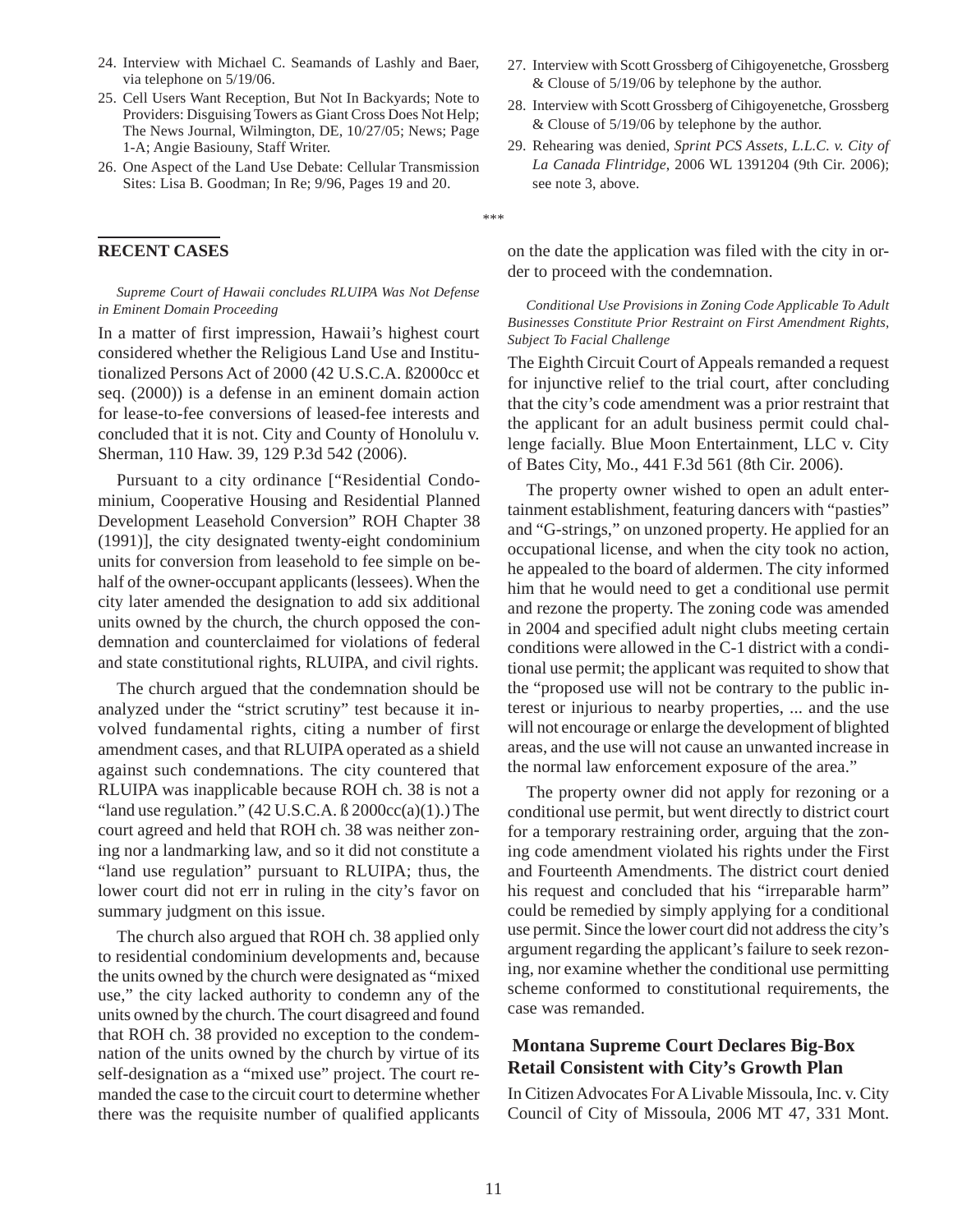24. Interview with Michael C. Seamands of Lashly and Baer, via telephone on 5/19/06.
25. Cell Users Want Reception, But Not In Backyards; Note to Providers: Disguising Towers as Giant Cross Does Not Help; The News Journal, Wilmington, DE, 10/27/05; News; Page 1-A; Angie Basiouny, Staff Writer.
26. One Aspect of the Land Use Debate: Cellular Transmission Sites: Lisa B. Goodman; In Re; 9/96, Pages 19 and 20.
27. Interview with Scott Grossberg of Cihigoyenetche, Grossberg & Clouse of 5/19/06 by telephone by the author.
28. Interview with Scott Grossberg of Cihigoyenetche, Grossberg & Clouse of 5/19/06 by telephone by the author.
29. Rehearing was denied, *Sprint PCS Assets, L.L.C. v. City of La Canada Flintridge*, 2006 WL 1391204 (9th Cir. 2006); see note 3, above.

\*\*\*

## RECENT CASES

*Supreme Court of Hawaii concludes RLUIPA Was Not Defense in Eminent Domain Proceeding*

In a matter of first impression, Hawaii's highest court considered whether the Religious Land Use and Institutionalized Persons Act of 2000 (42 U.S.C.A. ß2000cc et seq. (2000)) is a defense in an eminent domain action for lease-to-fee conversions of leased-fee interests and concluded that it is not. City and County of Honolulu v. Sherman, 110 Haw. 39, 129 P.3d 542 (2006).

Pursuant to a city ordinance ["Residential Condominium, Cooperative Housing and Residential Planned Development Leasehold Conversion" ROH Chapter 38 (1991)], the city designated twenty-eight condominium units for conversion from leasehold to fee simple on behalf of the owner-occupant applicants (lessees). When the city later amended the designation to add six additional units owned by the church, the church opposed the condemnation and counterclaimed for violations of federal and state constitutional rights, RLUIPA, and civil rights.

The church argued that the condemnation should be analyzed under the "strict scrutiny" test because it involved fundamental rights, citing a number of first amendment cases, and that RLUIPA operated as a shield against such condemnations. The city countered that RLUIPA was inapplicable because ROH ch. 38 is not a "land use regulation." (42 U.S.C.A. ß 2000cc(a)(1).) The court agreed and held that ROH ch. 38 was neither zoning nor a landmarking law, and so it did not constitute a "land use regulation" pursuant to RLUIPA; thus, the lower court did not err in ruling in the city's favor on summary judgment on this issue.

The church also argued that ROH ch. 38 applied only to residential condominium developments and, because the units owned by the church were designated as "mixed use," the city lacked authority to condemn any of the units owned by the church. The court disagreed and found that ROH ch. 38 provided no exception to the condemnation of the units owned by the church by virtue of its self-designation as a "mixed use" project. The court remanded the case to the circuit court to determine whether there was the requisite number of qualified applicants on the date the application was filed with the city in order to proceed with the condemnation.

*Conditional Use Provisions in Zoning Code Applicable To Adult Businesses Constitute Prior Restraint on First Amendment Rights, Subject To Facial Challenge*

The Eighth Circuit Court of Appeals remanded a request for injunctive relief to the trial court, after concluding that the city's code amendment was a prior restraint that the applicant for an adult business permit could challenge facially. Blue Moon Entertainment, LLC v. City of Bates City, Mo., 441 F.3d 561 (8th Cir. 2006).

The property owner wished to open an adult entertainment establishment, featuring dancers with "pasties" and "G-strings," on unzoned property. He applied for an occupational license, and when the city took no action, he appealed to the board of aldermen. The city informed him that he would need to get a conditional use permit and rezone the property. The zoning code was amended in 2004 and specified adult night clubs meeting certain conditions were allowed in the C-1 district with a conditional use permit; the applicant was requited to show that the "proposed use will not be contrary to the public interest or injurious to nearby properties, ... and the use will not encourage or enlarge the development of blighted areas, and the use will not cause an unwanted increase in the normal law enforcement exposure of the area."

The property owner did not apply for rezoning or a conditional use permit, but went directly to district court for a temporary restraining order, arguing that the zoning code amendment violated his rights under the First and Fourteenth Amendments. The district court denied his request and concluded that his "irreparable harm" could be remedied by simply applying for a conditional use permit. Since the lower court did not address the city's argument regarding the applicant's failure to seek rezoning, nor examine whether the conditional use permitting scheme conformed to constitutional requirements, the case was remanded.

### Montana Supreme Court Declares Big-Box Retail Consistent with City's Growth Plan

In Citizen Advocates For A Livable Missoula, Inc. v. City Council of City of Missoula, 2006 MT 47, 331 Mont.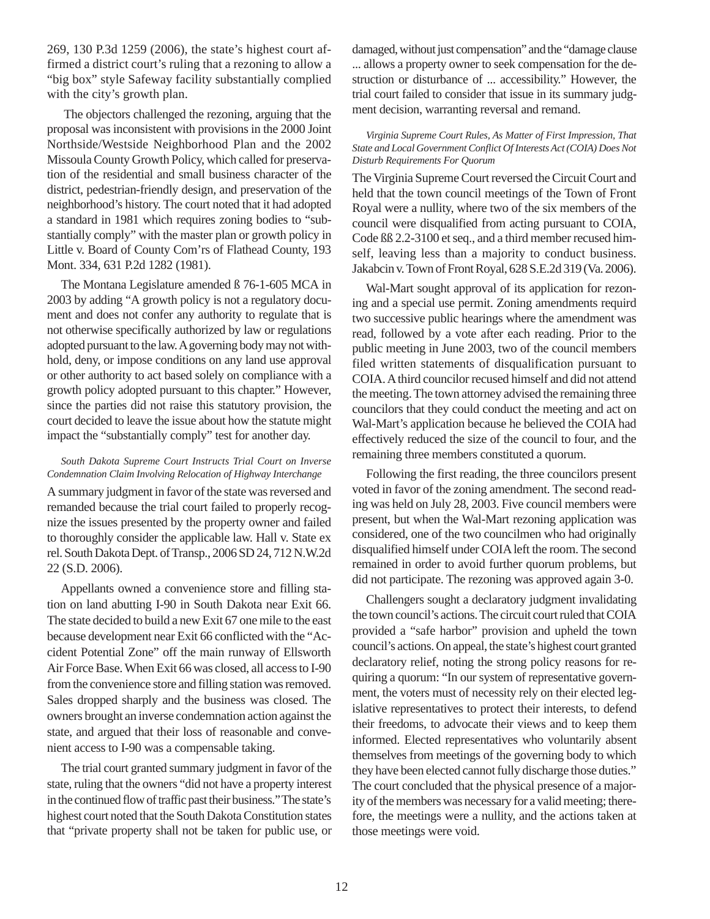269, 130 P.3d 1259 (2006), the state's highest court affirmed a district court's ruling that a rezoning to allow a "big box" style Safeway facility substantially complied with the city's growth plan.

The objectors challenged the rezoning, arguing that the proposal was inconsistent with provisions in the 2000 Joint Northside/Westside Neighborhood Plan and the 2002 Missoula County Growth Policy, which called for preservation of the residential and small business character of the district, pedestrian-friendly design, and preservation of the neighborhood's history. The court noted that it had adopted a standard in 1981 which requires zoning bodies to "substantially comply" with the master plan or growth policy in Little v. Board of County Com'rs of Flathead County, 193 Mont. 334, 631 P.2d 1282 (1981).

The Montana Legislature amended ß 76-1-605 MCA in 2003 by adding "A growth policy is not a regulatory document and does not confer any authority to regulate that is not otherwise specifically authorized by law or regulations adopted pursuant to the law. A governing body may not withhold, deny, or impose conditions on any land use approval or other authority to act based solely on compliance with a growth policy adopted pursuant to this chapter." However, since the parties did not raise this statutory provision, the court decided to leave the issue about how the statute might impact the "substantially comply" test for another day.

*South Dakota Supreme Court Instructs Trial Court on Inverse Condemnation Claim Involving Relocation of Highway Interchange*

A summary judgment in favor of the state was reversed and remanded because the trial court failed to properly recognize the issues presented by the property owner and failed to thoroughly consider the applicable law. Hall v. State ex rel. South Dakota Dept. of Transp., 2006 SD 24, 712 N.W.2d 22 (S.D. 2006).

Appellants owned a convenience store and filling station on land abutting I-90 in South Dakota near Exit 66. The state decided to build a new Exit 67 one mile to the east because development near Exit 66 conflicted with the "Accident Potential Zone" off the main runway of Ellsworth Air Force Base. When Exit 66 was closed, all access to I-90 from the convenience store and filling station was removed. Sales dropped sharply and the business was closed. The owners brought an inverse condemnation action against the state, and argued that their loss of reasonable and convenient access to I-90 was a compensable taking.

The trial court granted summary judgment in favor of the state, ruling that the owners "did not have a property interest in the continued flow of traffic past their business." The state's highest court noted that the South Dakota Constitution states that "private property shall not be taken for public use, or damaged, without just compensation" and the "damage clause ... allows a property owner to seek compensation for the destruction or disturbance of ... accessibility." However, the trial court failed to consider that issue in its summary judgment decision, warranting reversal and remand.

*Virginia Supreme Court Rules, As Matter of First Impression, That State and Local Government Conflict Of Interests Act (COIA) Does Not Disturb Requirements For Quorum*

The Virginia Supreme Court reversed the Circuit Court and held that the town council meetings of the Town of Front Royal were a nullity, where two of the six members of the council were disqualified from acting pursuant to COIA, Code ßß 2.2-3100 et seq., and a third member recused himself, leaving less than a majority to conduct business. Jakabcin v. Town of Front Royal, 628 S.E.2d 319 (Va. 2006).

Wal-Mart sought approval of its application for rezoning and a special use permit. Zoning amendments requird two successive public hearings where the amendment was read, followed by a vote after each reading. Prior to the public meeting in June 2003, two of the council members filed written statements of disqualification pursuant to COIA. A third councilor recused himself and did not attend the meeting. The town attorney advised the remaining three councilors that they could conduct the meeting and act on Wal-Mart's application because he believed the COIA had effectively reduced the size of the council to four, and the remaining three members constituted a quorum.

Following the first reading, the three councilors present voted in favor of the zoning amendment. The second reading was held on July 28, 2003. Five council members were present, but when the Wal-Mart rezoning application was considered, one of the two councilmen who had originally disqualified himself under COIA left the room. The second remained in order to avoid further quorum problems, but did not participate. The rezoning was approved again 3-0.

Challengers sought a declaratory judgment invalidating the town council's actions. The circuit court ruled that COIA provided a "safe harbor" provision and upheld the town council's actions. On appeal, the state's highest court granted declaratory relief, noting the strong policy reasons for requiring a quorum: "In our system of representative government, the voters must of necessity rely on their elected legislative representatives to protect their interests, to defend their freedoms, to advocate their views and to keep them informed. Elected representatives who voluntarily absent themselves from meetings of the governing body to which they have been elected cannot fully discharge those duties." The court concluded that the physical presence of a majority of the members was necessary for a valid meeting; therefore, the meetings were a nullity, and the actions taken at those meetings were void.